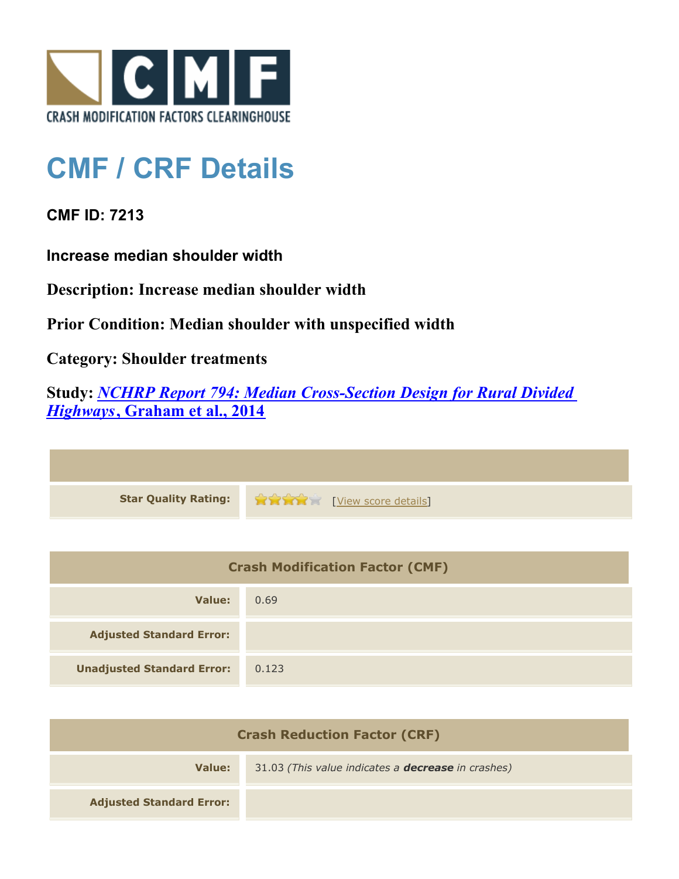CRASH MODIFICATION FACTORS CLEARINGHOUSE

# CMF / CRF Details

**CMF ID: 7213**

**Increase median shoulder width**

**Description: Increase median shoulder width**

**Prior Condition: Median shoulder with unspecified width**

**Category: Shoulder treatments**

**Study: *NCHRP Report 794: Median Cross-Section Design for Rural Divided Highways*, Graham et al., 2014**

| | |
|---|---|
| **Star Quality Rating:** | [View score details] |

| Crash Modification Factor (CMF) | |
|---|---|
| **Value:** | 0.69 |
| **Adjusted Standard Error:** | |
| **Unadjusted Standard Error:** | 0.123 |

| Crash Reduction Factor (CRF) | |
|---|---|
| **Value:** | 31.03 *(This value indicates a **decrease** in crashes)* |
| **Adjusted Standard Error:** | |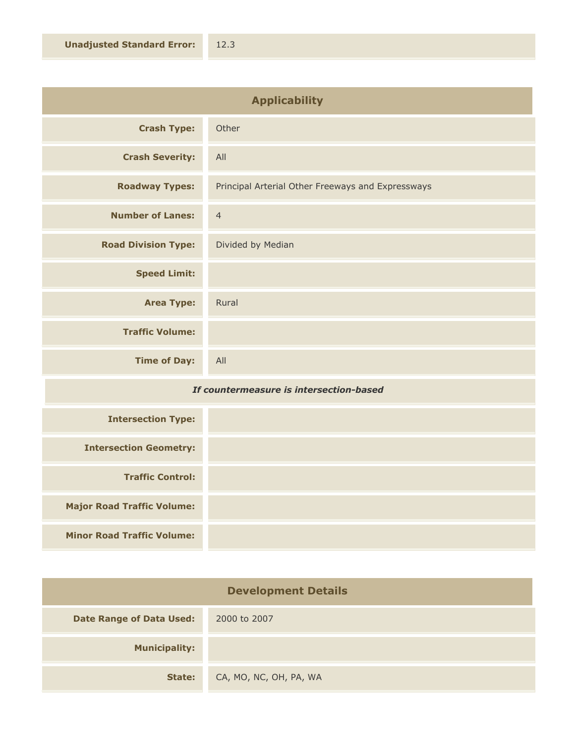| | |
|---|---|
| **Unadjusted Standard Error:** | 12.3 |

## Applicability

| | |
|---|---|
| **Crash Type:** | Other |
| **Crash Severity:** | All |
| **Roadway Types:** | Principal Arterial Other Freeways and Expressways |
| **Number of Lanes:** | 4 |
| **Road Division Type:** | Divided by Median |
| **Speed Limit:** | |
| **Area Type:** | Rural |
| **Traffic Volume:** | |
| **Time of Day:** | All |

***If countermeasure is intersection-based***

| | |
|---|---|
| **Intersection Type:** | |
| **Intersection Geometry:** | |
| **Traffic Control:** | |
| **Major Road Traffic Volume:** | |
| **Minor Road Traffic Volume:** | |

## Development Details

| | |
|---|---|
| **Date Range of Data Used:** | 2000 to 2007 |
| **Municipality:** | |
| **State:** | CA, MO, NC, OH, PA, WA |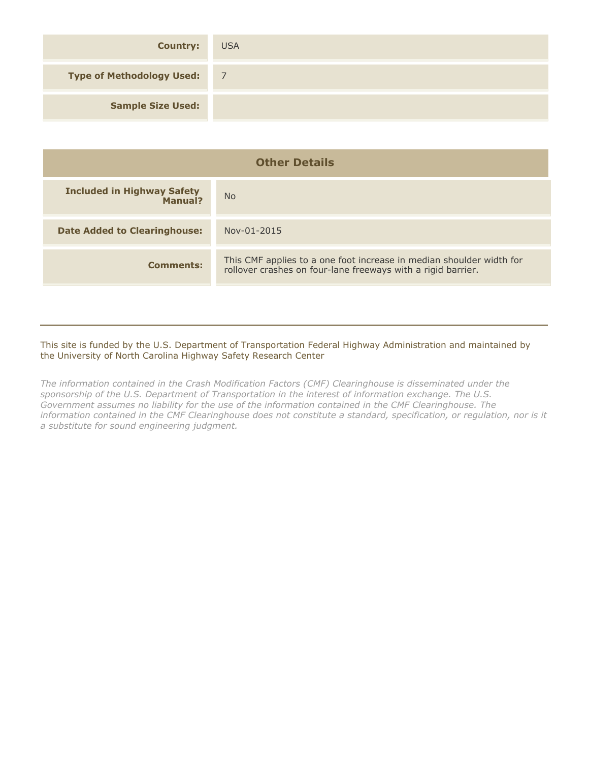| | |
|---|---|
| **Country:** | USA |
| **Type of Methodology Used:** | 7 |
| **Sample Size Used:** | |

## Other Details

| | |
|---|---|
| **Included in Highway Safety Manual?** | No |
| **Date Added to Clearinghouse:** | Nov-01-2015 |
| **Comments:** | This CMF applies to a one foot increase in median shoulder width for rollover crashes on four-lane freeways with a rigid barrier. |

---

This site is funded by the U.S. Department of Transportation Federal Highway Administration and maintained by the University of North Carolina Highway Safety Research Center

*The information contained in the Crash Modification Factors (CMF) Clearinghouse is disseminated under the sponsorship of the U.S. Department of Transportation in the interest of information exchange. The U.S. Government assumes no liability for the use of the information contained in the CMF Clearinghouse. The information contained in the CMF Clearinghouse does not constitute a standard, specification, or regulation, nor is it a substitute for sound engineering judgment.*